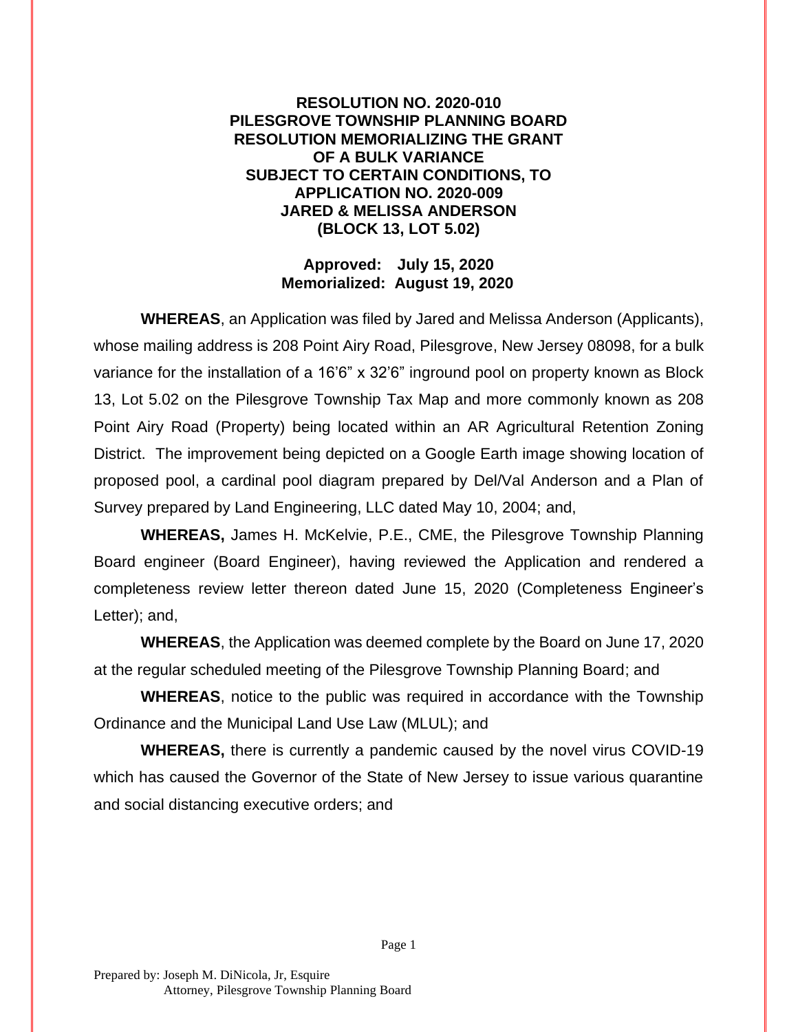**RESOLUTION NO. 2020-010**
**PILESGROVE TOWNSHIP PLANNING BOARD**
**RESOLUTION MEMORIALIZING THE GRANT**
**OF A BULK VARIANCE**
**SUBJECT TO CERTAIN CONDITIONS, TO**
**APPLICATION NO. 2020-009**
**JARED & MELISSA ANDERSON**
**(BLOCK 13, LOT 5.02)**

**Approved: July 15, 2020**
**Memorialized: August 19, 2020**

**WHEREAS**, an Application was filed by Jared and Melissa Anderson (Applicants), whose mailing address is 208 Point Airy Road, Pilesgrove, New Jersey 08098, for a bulk variance for the installation of a 16'6" x 32'6" inground pool on property known as Block 13, Lot 5.02 on the Pilesgrove Township Tax Map and more commonly known as 208 Point Airy Road (Property) being located within an AR Agricultural Retention Zoning District. The improvement being depicted on a Google Earth image showing location of proposed pool, a cardinal pool diagram prepared by Del/Val Anderson and a Plan of Survey prepared by Land Engineering, LLC dated May 10, 2004; and,

**WHEREAS,** James H. McKelvie, P.E., CME, the Pilesgrove Township Planning Board engineer (Board Engineer), having reviewed the Application and rendered a completeness review letter thereon dated June 15, 2020 (Completeness Engineer's Letter); and,

**WHEREAS**, the Application was deemed complete by the Board on June 17, 2020 at the regular scheduled meeting of the Pilesgrove Township Planning Board; and

**WHEREAS**, notice to the public was required in accordance with the Township Ordinance and the Municipal Land Use Law (MLUL); and

**WHEREAS,** there is currently a pandemic caused by the novel virus COVID-19 which has caused the Governor of the State of New Jersey to issue various quarantine and social distancing executive orders; and

Prepared by: Joseph M. DiNicola, Jr, Esquire
Attorney, Pilesgrove Township Planning Board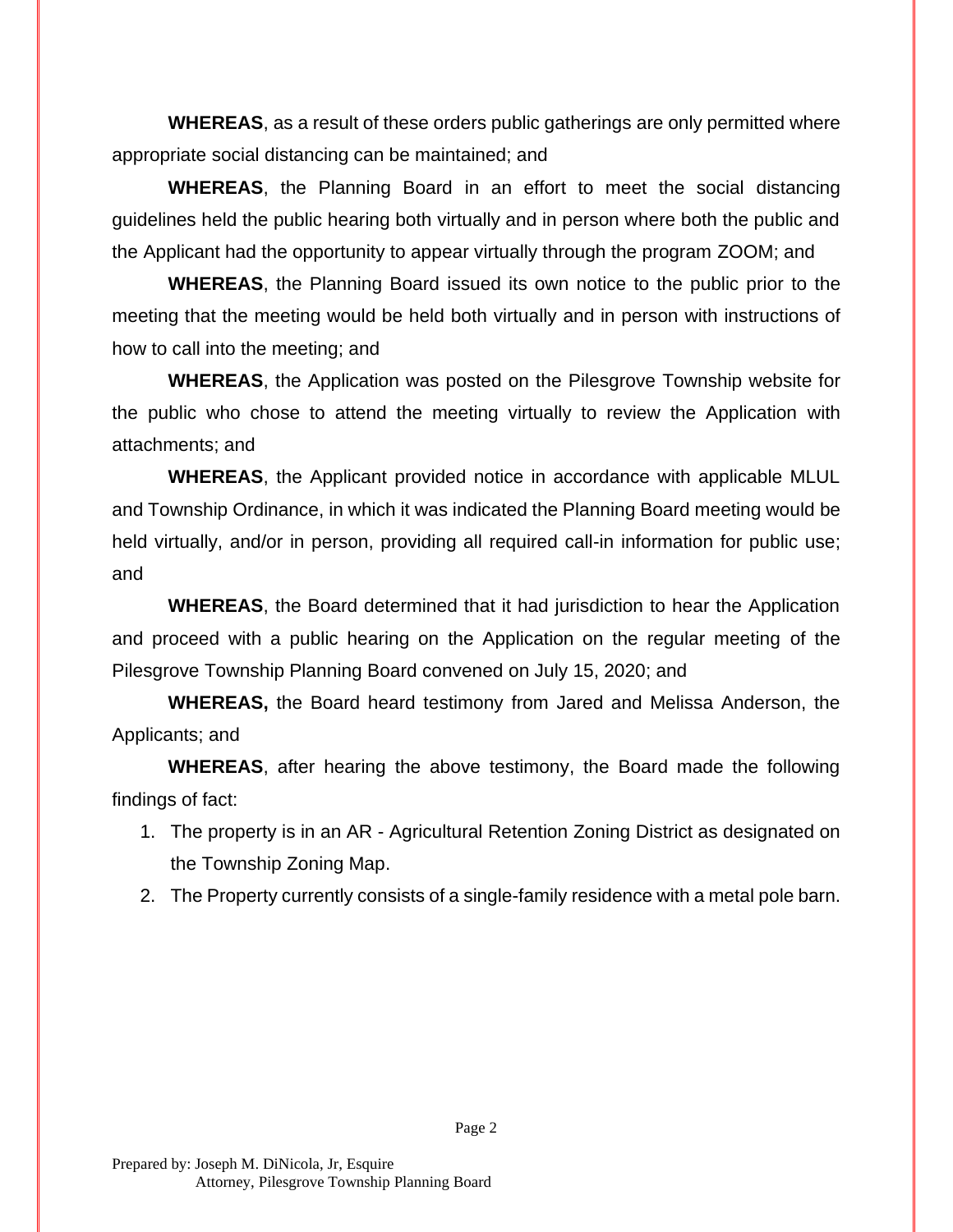**WHEREAS**, as a result of these orders public gatherings are only permitted where appropriate social distancing can be maintained; and

**WHEREAS**, the Planning Board in an effort to meet the social distancing guidelines held the public hearing both virtually and in person where both the public and the Applicant had the opportunity to appear virtually through the program ZOOM; and

**WHEREAS**, the Planning Board issued its own notice to the public prior to the meeting that the meeting would be held both virtually and in person with instructions of how to call into the meeting; and

**WHEREAS**, the Application was posted on the Pilesgrove Township website for the public who chose to attend the meeting virtually to review the Application with attachments; and

**WHEREAS**, the Applicant provided notice in accordance with applicable MLUL and Township Ordinance, in which it was indicated the Planning Board meeting would be held virtually, and/or in person, providing all required call-in information for public use; and

**WHEREAS**, the Board determined that it had jurisdiction to hear the Application and proceed with a public hearing on the Application on the regular meeting of the Pilesgrove Township Planning Board convened on July 15, 2020; and

**WHEREAS,** the Board heard testimony from Jared and Melissa Anderson, the Applicants; and

**WHEREAS**, after hearing the above testimony, the Board made the following findings of fact:

1. The property is in an AR - Agricultural Retention Zoning District as designated on the Township Zoning Map.
2. The Property currently consists of a single-family residence with a metal pole barn.

Prepared by: Joseph M. DiNicola, Jr, Esquire
Attorney, Pilesgrove Township Planning Board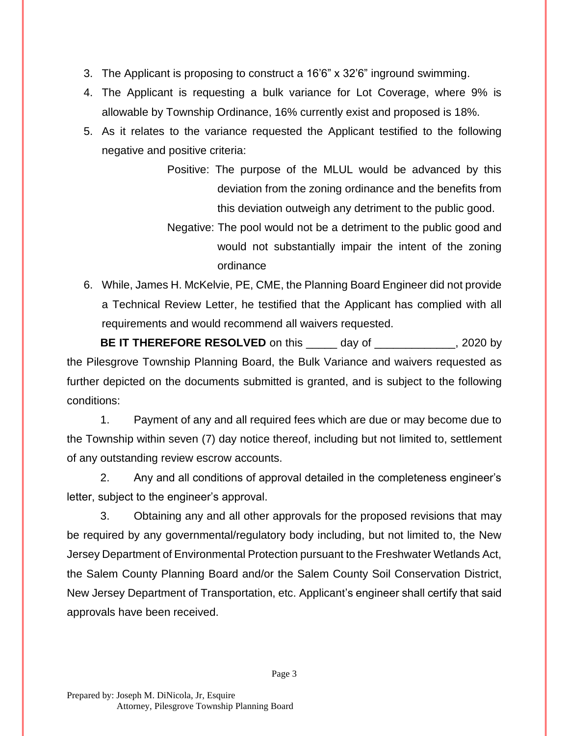3. The Applicant is proposing to construct a 16'6" x 32'6" inground swimming.
4. The Applicant is requesting a bulk variance for Lot Coverage, where 9% is allowable by Township Ordinance, 16% currently exist and proposed is 18%.
5. As it relates to the variance requested the Applicant testified to the following negative and positive criteria:

   Positive: The purpose of the MLUL would be advanced by this deviation from the zoning ordinance and the benefits from this deviation outweigh any detriment to the public good.

   Negative: The pool would not be a detriment to the public good and would not substantially impair the intent of the zoning ordinance
6. While, James H. McKelvie, PE, CME, the Planning Board Engineer did not provide a Technical Review Letter, he testified that the Applicant has complied with all requirements and would recommend all waivers requested.

**BE IT THEREFORE RESOLVED** on this _____ day of _____________, 2020 by the Pilesgrove Township Planning Board, the Bulk Variance and waivers requested as further depicted on the documents submitted is granted, and is subject to the following conditions:

1. Payment of any and all required fees which are due or may become due to the Township within seven (7) day notice thereof, including but not limited to, settlement of any outstanding review escrow accounts.

2. Any and all conditions of approval detailed in the completeness engineer's letter, subject to the engineer's approval.

3. Obtaining any and all other approvals for the proposed revisions that may be required by any governmental/regulatory body including, but not limited to, the New Jersey Department of Environmental Protection pursuant to the Freshwater Wetlands Act, the Salem County Planning Board and/or the Salem County Soil Conservation District, New Jersey Department of Transportation, etc. Applicant's engineer shall certify that said approvals have been received.

Prepared by: Joseph M. DiNicola, Jr, Esquire
Attorney, Pilesgrove Township Planning Board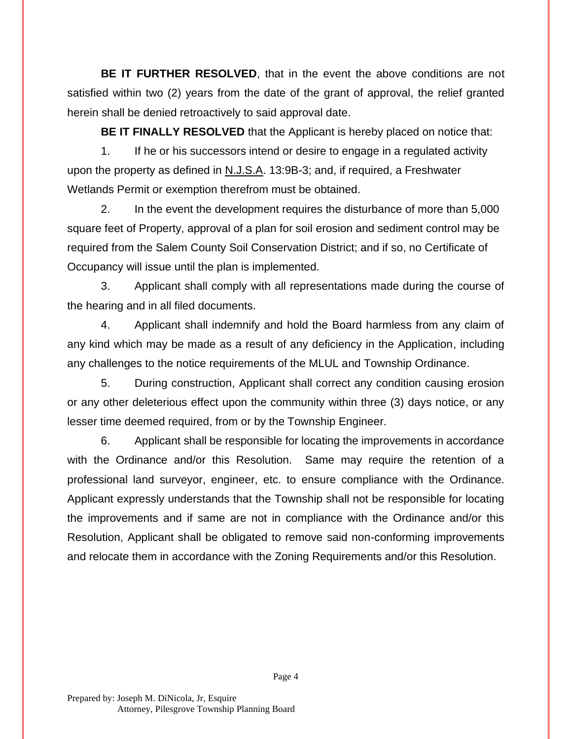**BE IT FURTHER RESOLVED**, that in the event the above conditions are not satisfied within two (2) years from the date of the grant of approval, the relief granted herein shall be denied retroactively to said approval date.

**BE IT FINALLY RESOLVED** that the Applicant is hereby placed on notice that:

1. If he or his successors intend or desire to engage in a regulated activity upon the property as defined in N.J.S.A. 13:9B-3; and, if required, a Freshwater Wetlands Permit or exemption therefrom must be obtained.

2. In the event the development requires the disturbance of more than 5,000 square feet of Property, approval of a plan for soil erosion and sediment control may be required from the Salem County Soil Conservation District; and if so, no Certificate of Occupancy will issue until the plan is implemented.

3. Applicant shall comply with all representations made during the course of the hearing and in all filed documents.

4. Applicant shall indemnify and hold the Board harmless from any claim of any kind which may be made as a result of any deficiency in the Application, including any challenges to the notice requirements of the MLUL and Township Ordinance.

5. During construction, Applicant shall correct any condition causing erosion or any other deleterious effect upon the community within three (3) days notice, or any lesser time deemed required, from or by the Township Engineer.

6. Applicant shall be responsible for locating the improvements in accordance with the Ordinance and/or this Resolution. Same may require the retention of a professional land surveyor, engineer, etc. to ensure compliance with the Ordinance. Applicant expressly understands that the Township shall not be responsible for locating the improvements and if same are not in compliance with the Ordinance and/or this Resolution, Applicant shall be obligated to remove said non-conforming improvements and relocate them in accordance with the Zoning Requirements and/or this Resolution.

Prepared by: Joseph M. DiNicola, Jr, Esquire
Attorney, Pilesgrove Township Planning Board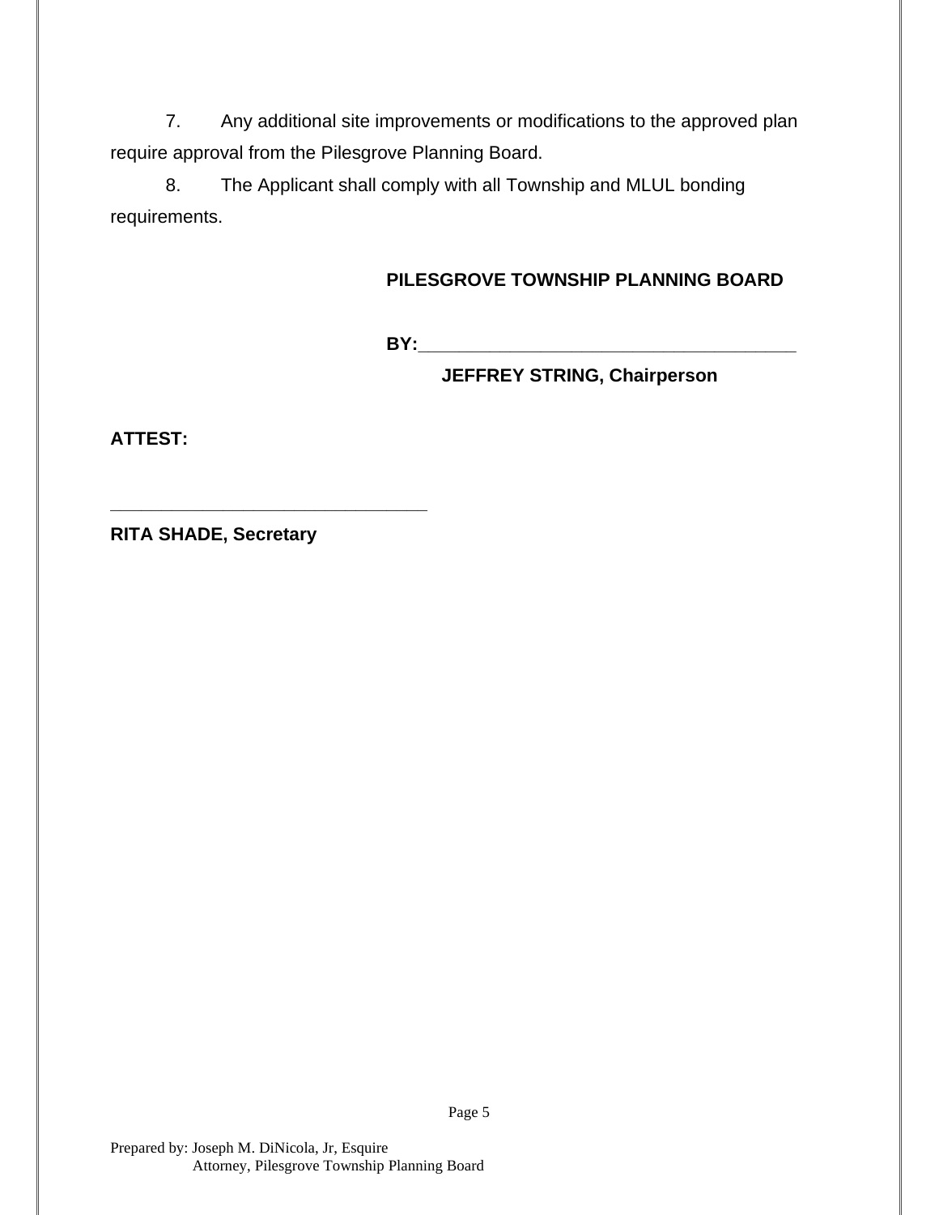7. Any additional site improvements or modifications to the approved plan require approval from the Pilesgrove Planning Board.

8. The Applicant shall comply with all Township and MLUL bonding requirements.

**PILESGROVE TOWNSHIP PLANNING BOARD**

**BY:**\_\_\_\_\_\_\_\_\_\_\_\_\_\_\_\_\_\_\_\_\_\_\_\_\_\_\_\_\_\_\_\_\_\_\_\_\_\_\_\_

**JEFFREY STRING, Chairperson**

**ATTEST:**

\_\_\_\_\_\_\_\_\_\_\_\_\_\_\_\_\_\_\_\_\_\_\_\_\_\_\_\_\_\_\_\_\_\_

**RITA SHADE, Secretary**

Prepared by: Joseph M. DiNicola, Jr, Esquire
Attorney, Pilesgrove Township Planning Board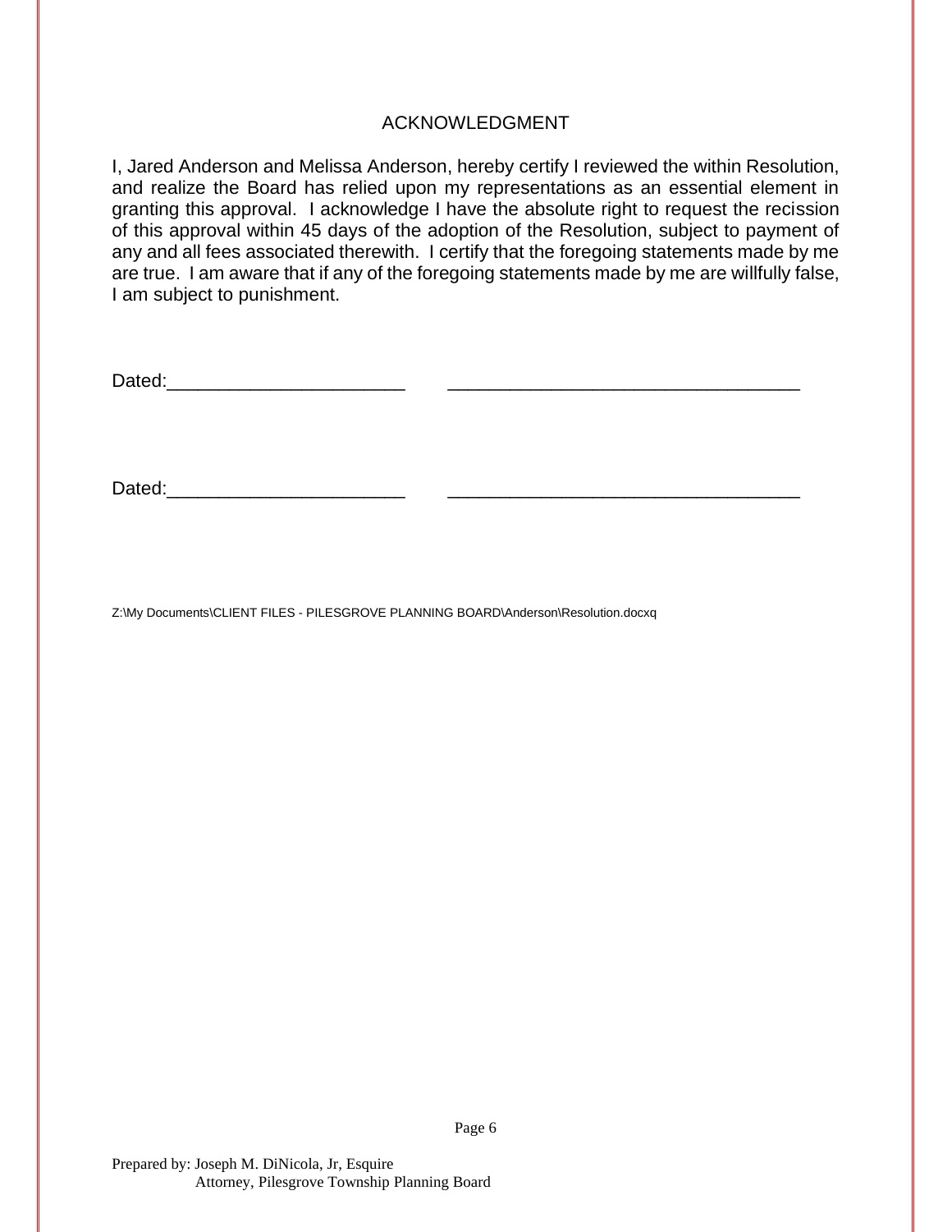## ACKNOWLEDGMENT

I, Jared Anderson and Melissa Anderson, hereby certify I reviewed the within Resolution, and realize the Board has relied upon my representations as an essential element in granting this approval. I acknowledge I have the absolute right to request the recission of this approval within 45 days of the adoption of the Resolution, subject to payment of any and all fees associated therewith. I certify that the foregoing statements made by me are true. I am aware that if any of the foregoing statements made by me are willfully false, I am subject to punishment.

Dated:_______________________ __________________________________

Dated:_______________________ __________________________________

Z:\My Documents\CLIENT FILES - PILESGROVE PLANNING BOARD\Anderson\Resolution.docxq

Prepared by: Joseph M. DiNicola, Jr, Esquire
Attorney, Pilesgrove Township Planning Board